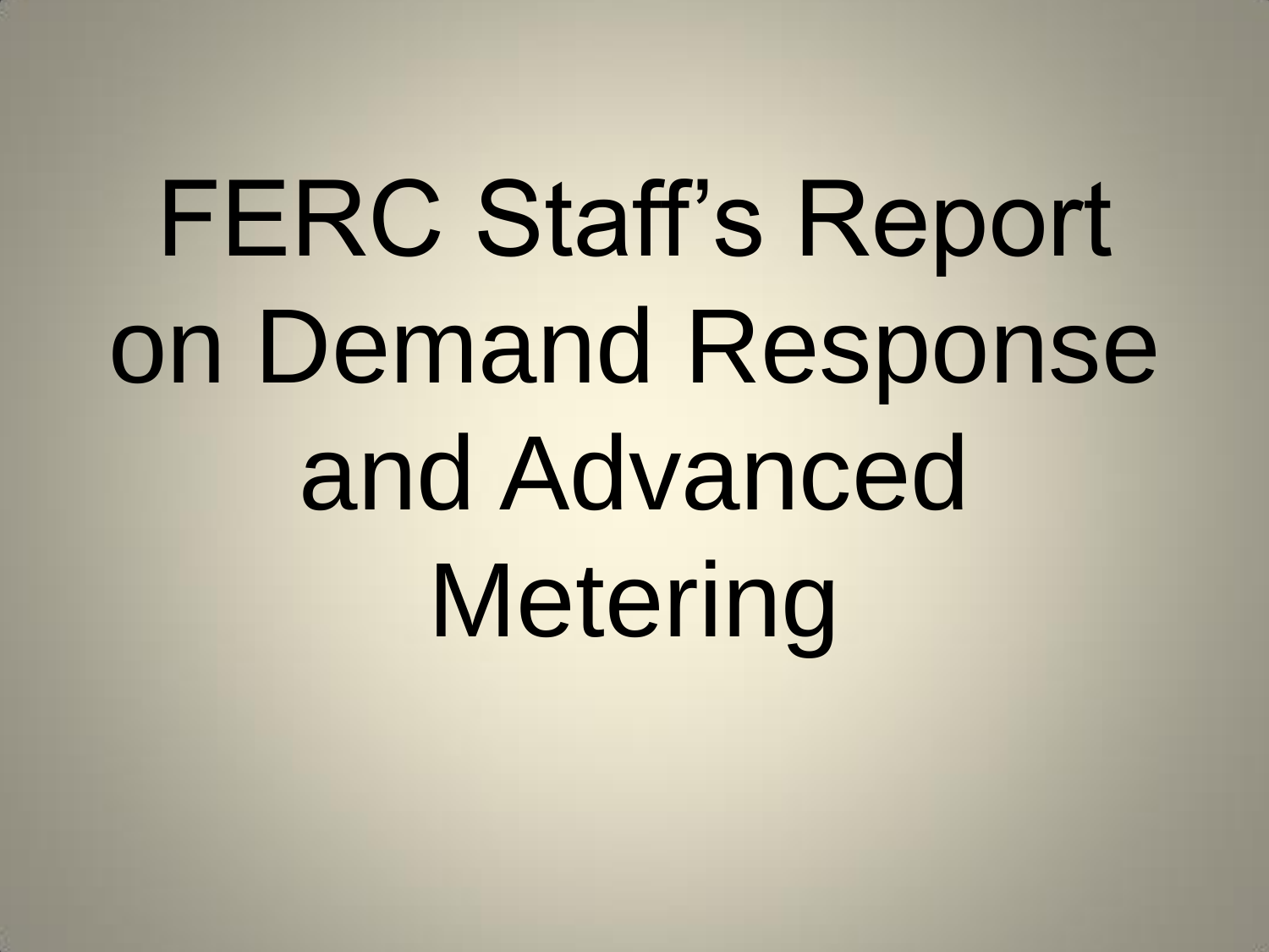# FERC Staff's Report on Demand Response and Advanced Metering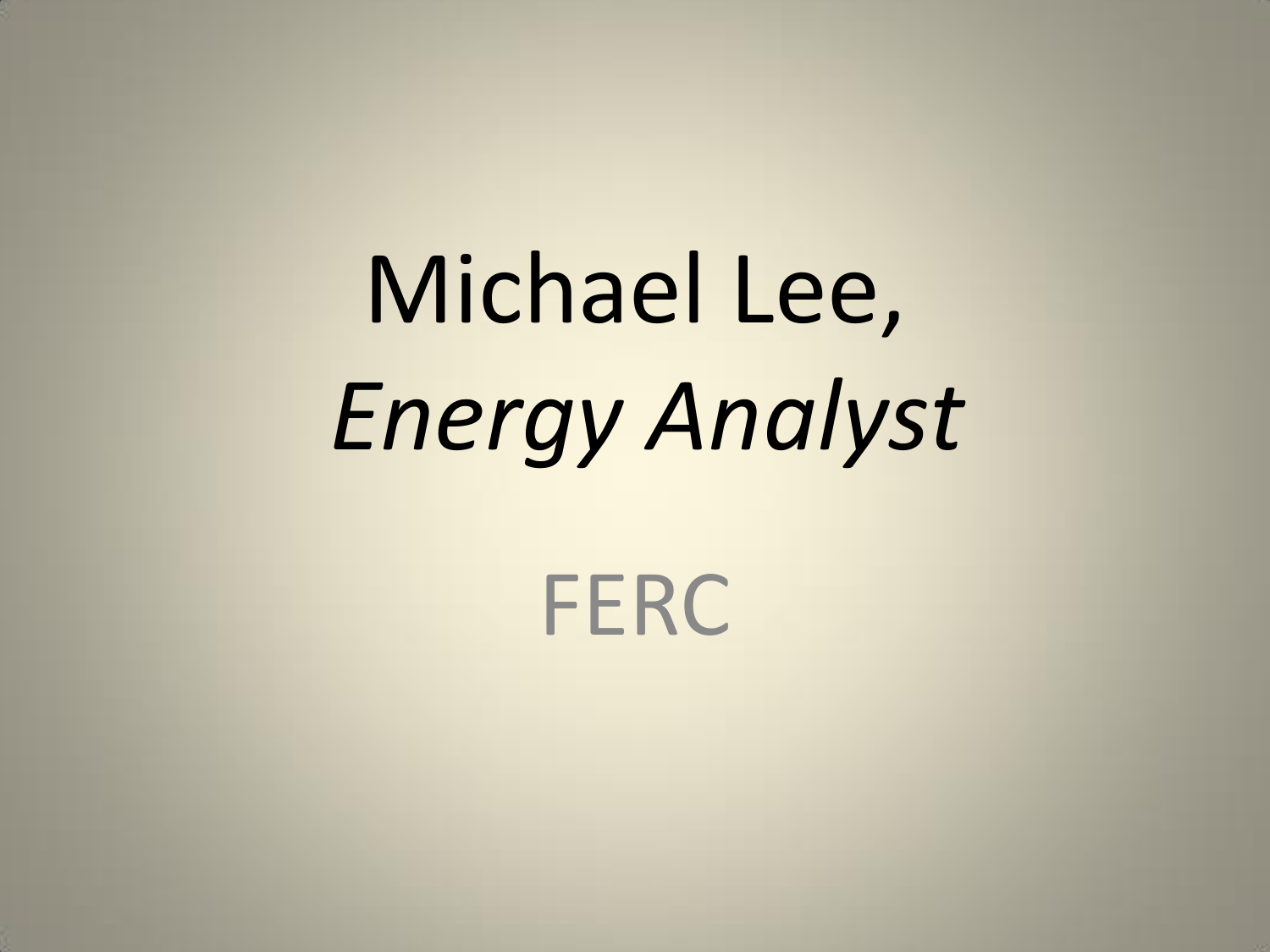# Michael Lee, *Energy Analyst*

FERC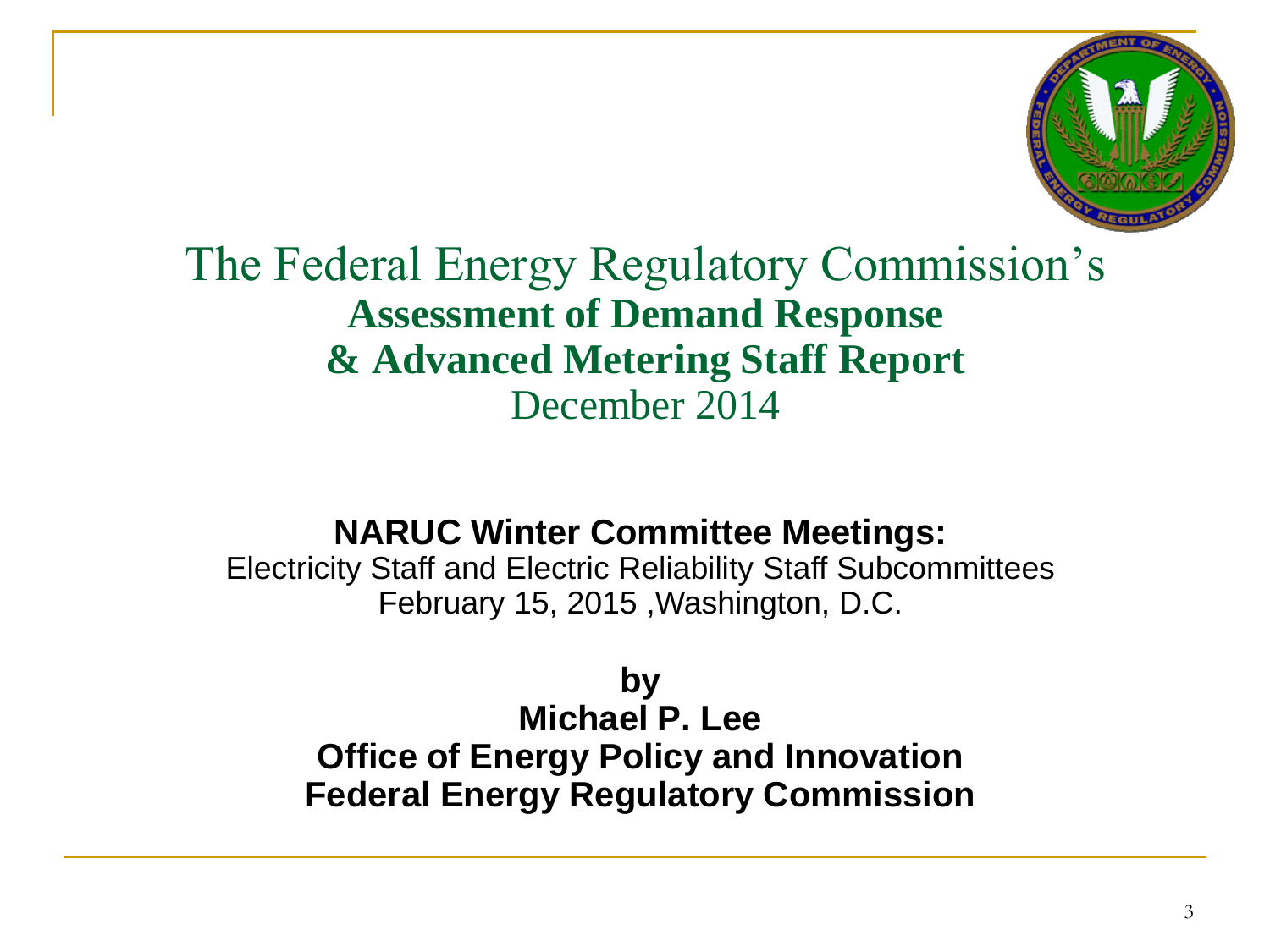# The Federal Energy Regulatory Commission's **Assessment of Demand Response & Advanced Metering Staff Report** December 2014

**NARUC Winter Committee Meetings:**

Electricity Staff and Electric Reliability Staff Subcommittees

February 15, 2015 ,Washington, D.C.

**by**

**Michael P. Lee**

**Office of Energy Policy and Innovation**

**Federal Energy Regulatory Commission**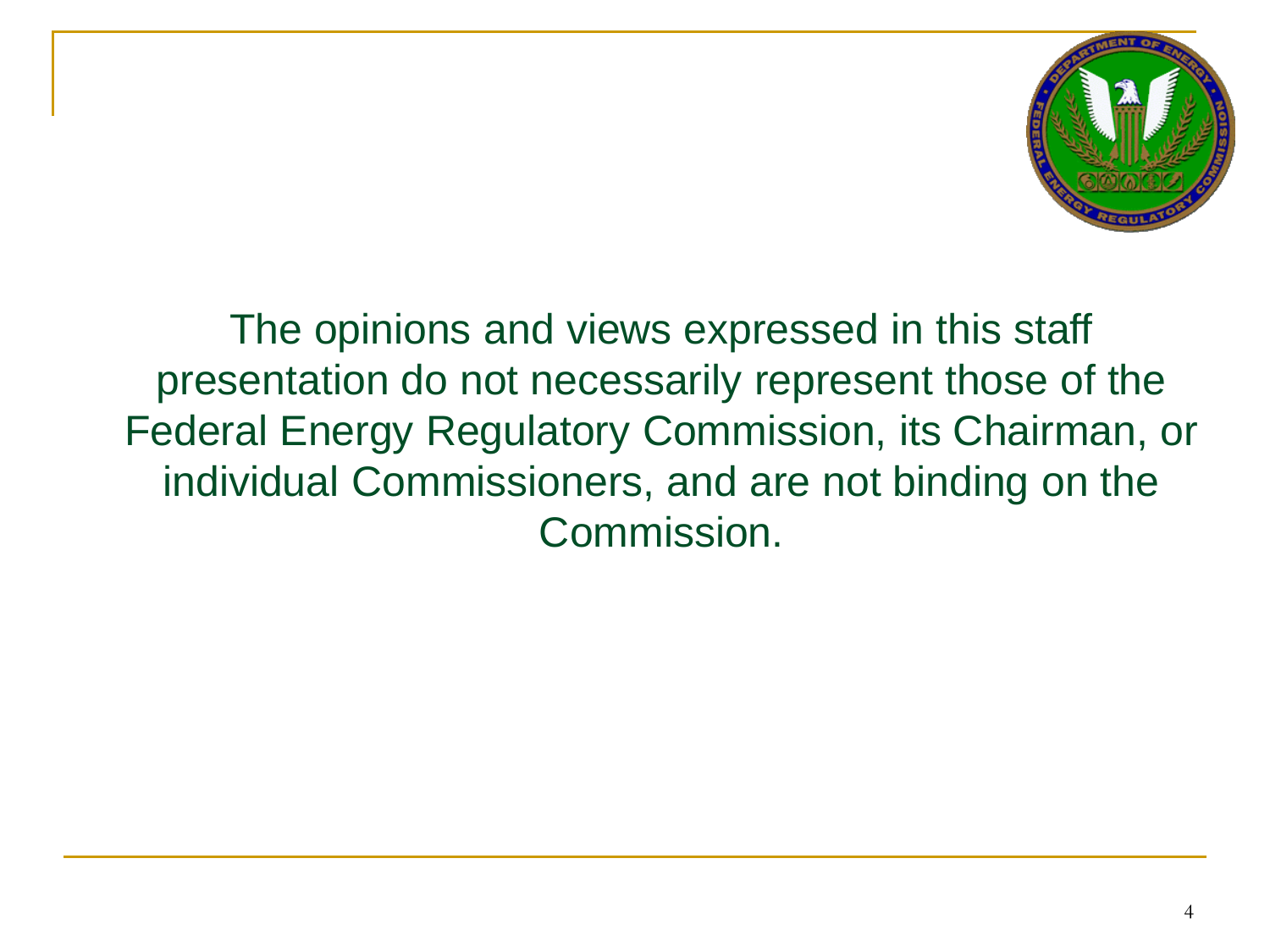The opinions and views expressed in this staff presentation do not necessarily represent those of the Federal Energy Regulatory Commission, its Chairman, or individual Commissioners, and are not binding on the Commission.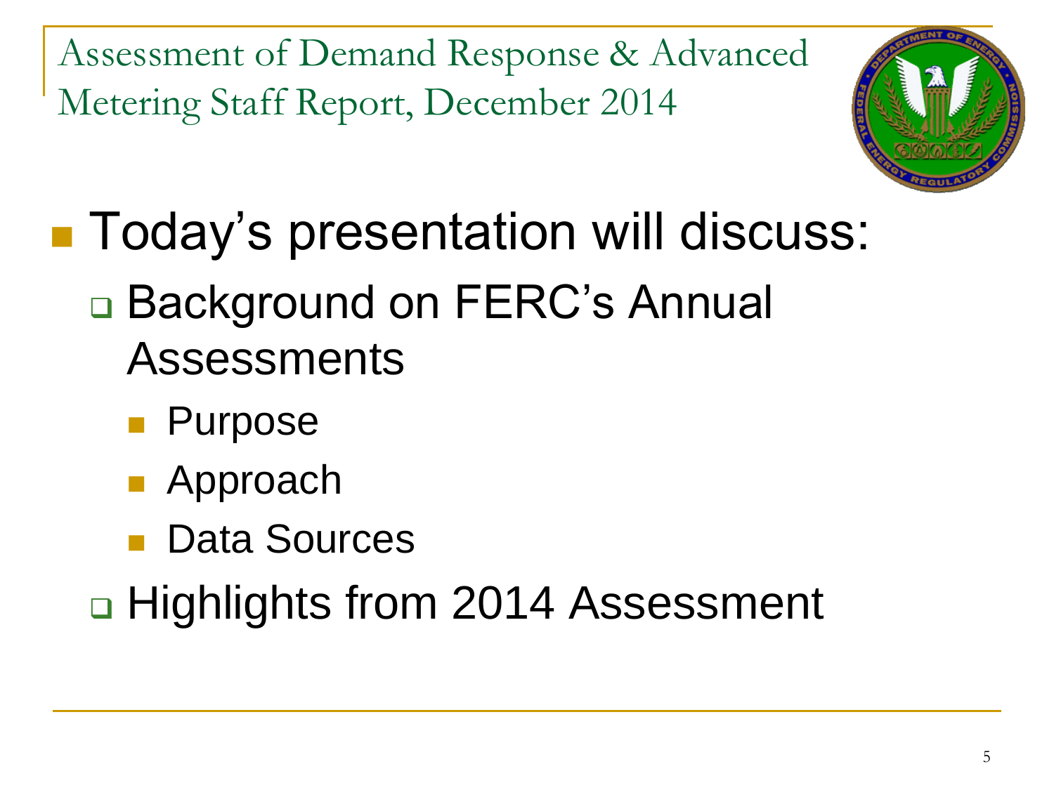# Assessment of Demand Response & Advanced Metering Staff Report, December 2014

- Today's presentation will discuss:
  - Background on FERC's Annual Assessments
    - Purpose
    - Approach
    - Data Sources
  - Highlights from 2014 Assessment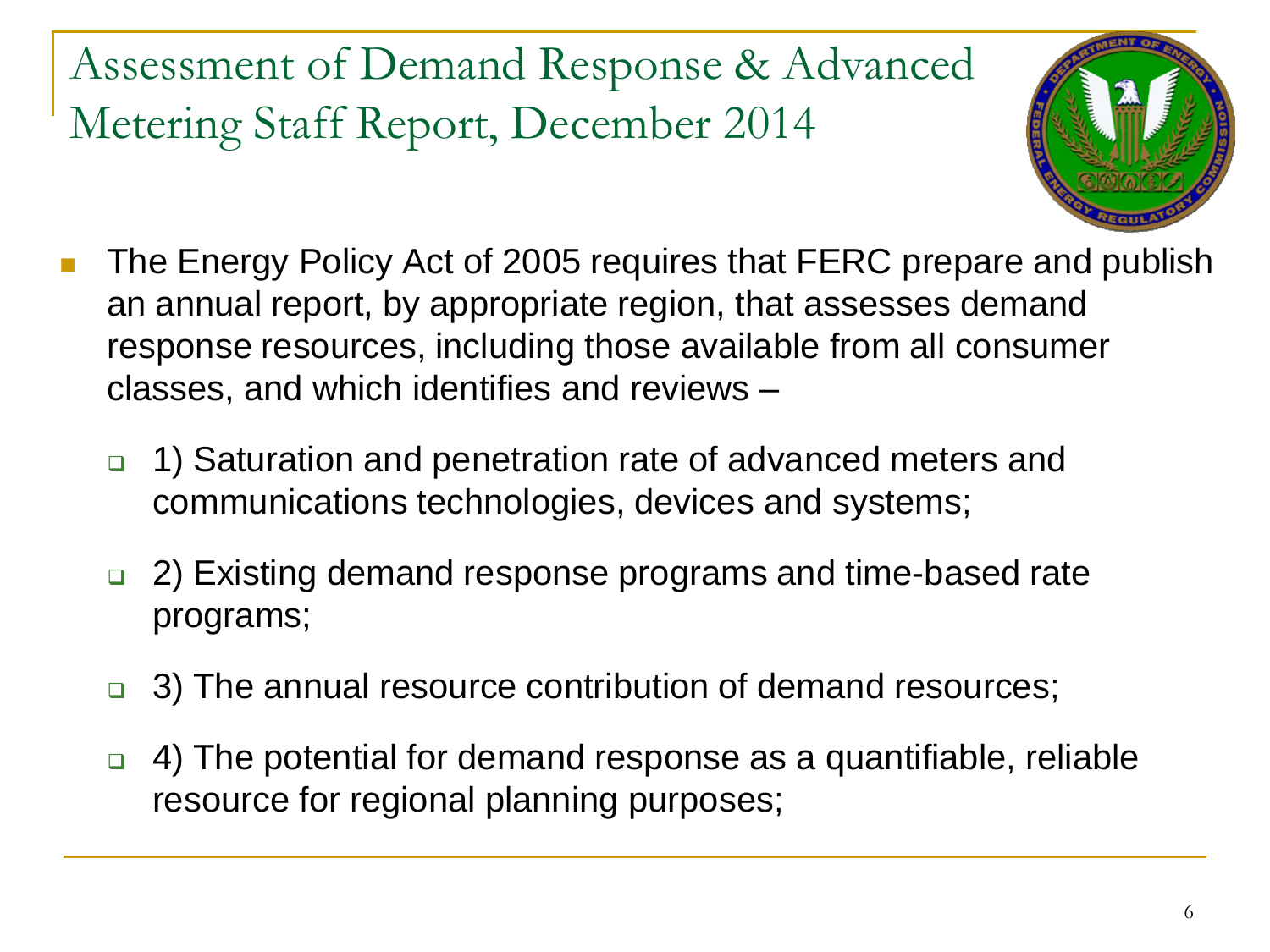# Assessment of Demand Response & Advanced Metering Staff Report, December 2014

- The Energy Policy Act of 2005 requires that FERC prepare and publish an annual report, by appropriate region, that assesses demand response resources, including those available from all consumer classes, and which identifies and reviews –
  - 1) Saturation and penetration rate of advanced meters and communications technologies, devices and systems;
  - 2) Existing demand response programs and time-based rate programs;
  - 3) The annual resource contribution of demand resources;
  - 4) The potential for demand response as a quantifiable, reliable resource for regional planning purposes;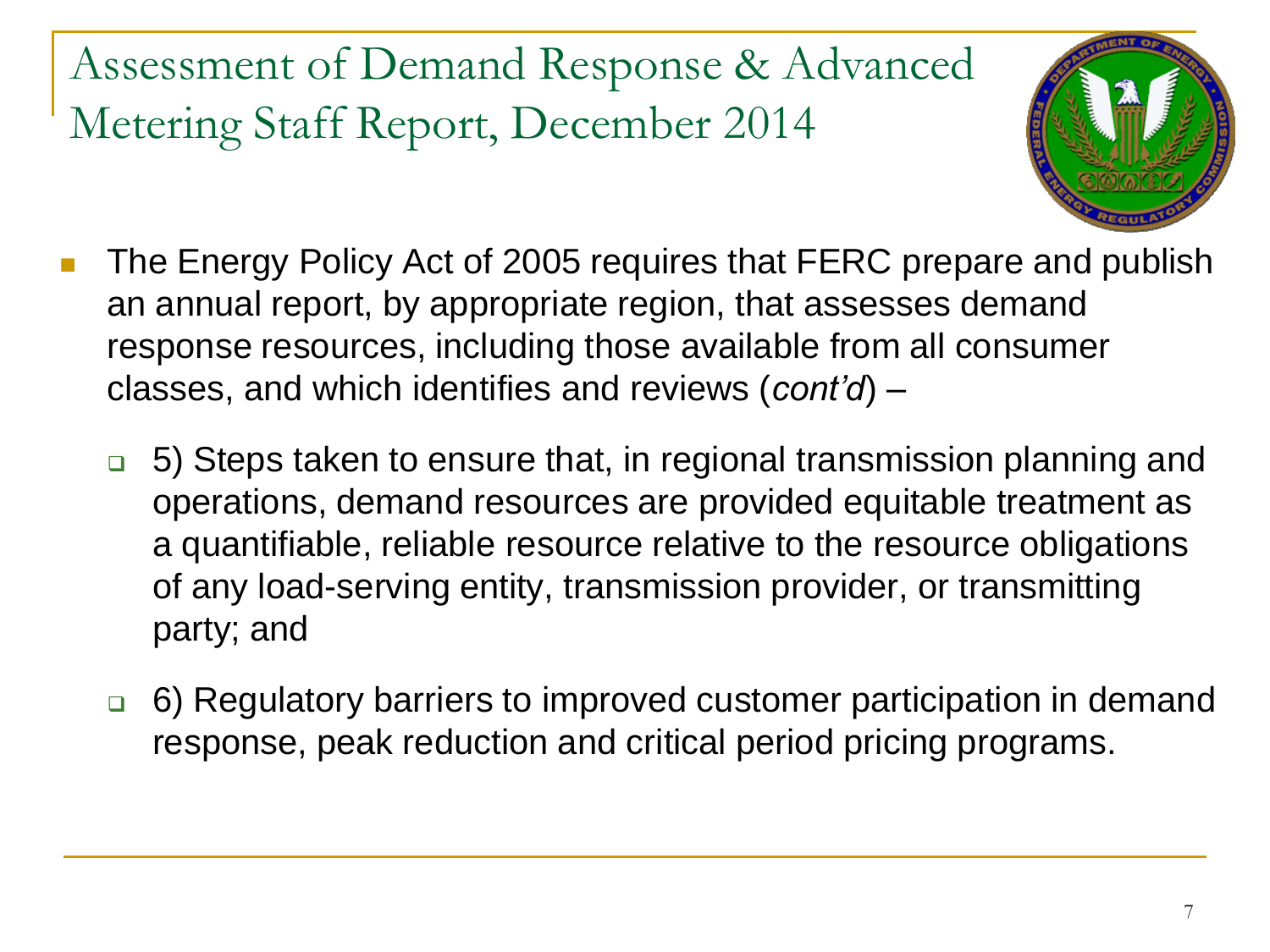# Assessment of Demand Response & Advanced Metering Staff Report, December 2014

- The Energy Policy Act of 2005 requires that FERC prepare and publish an annual report, by appropriate region, that assesses demand response resources, including those available from all consumer classes, and which identifies and reviews (*cont'd*) –
  - 5) Steps taken to ensure that, in regional transmission planning and operations, demand resources are provided equitable treatment as a quantifiable, reliable resource relative to the resource obligations of any load-serving entity, transmission provider, or transmitting party; and
  - 6) Regulatory barriers to improved customer participation in demand response, peak reduction and critical period pricing programs.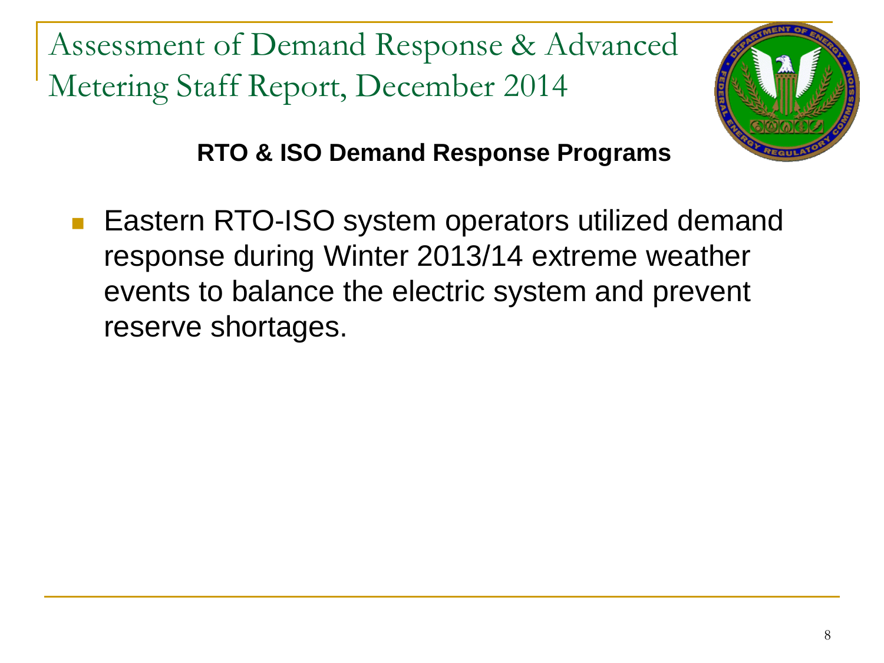# Assessment of Demand Response & Advanced Metering Staff Report, December 2014

**RTO & ISO Demand Response Programs**

- Eastern RTO-ISO system operators utilized demand response during Winter 2013/14 extreme weather events to balance the electric system and prevent reserve shortages.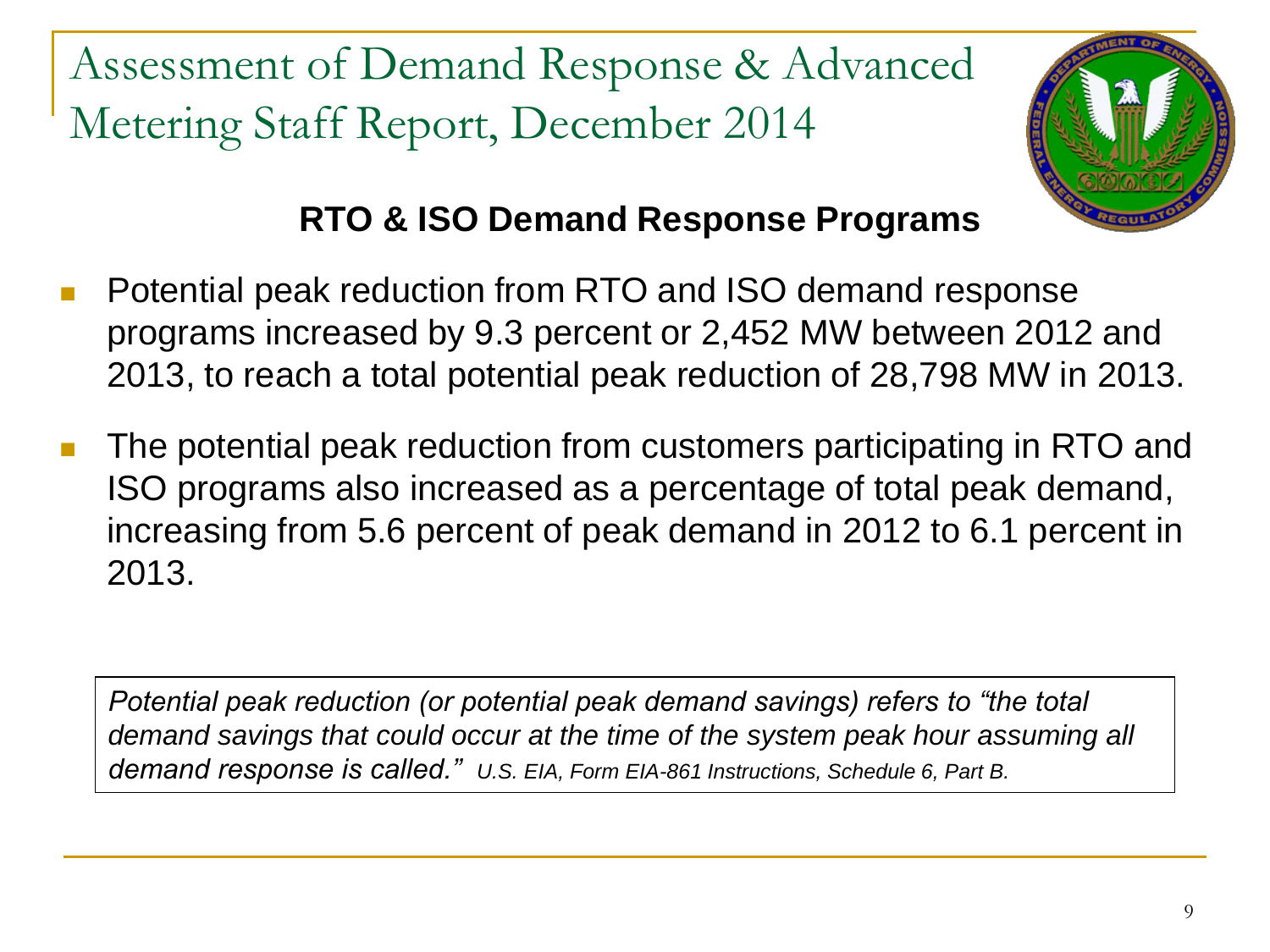# Assessment of Demand Response & Advanced Metering Staff Report, December 2014

## RTO & ISO Demand Response Programs

- Potential peak reduction from RTO and ISO demand response programs increased by 9.3 percent or 2,452 MW between 2012 and 2013, to reach a total potential peak reduction of 28,798 MW in 2013.
- The potential peak reduction from customers participating in RTO and ISO programs also increased as a percentage of total peak demand, increasing from 5.6 percent of peak demand in 2012 to 6.1 percent in 2013.

*Potential peak reduction (or potential peak demand savings) refers to "the total demand savings that could occur at the time of the system peak hour assuming all demand response is called." U.S. EIA, Form EIA-861 Instructions, Schedule 6, Part B.*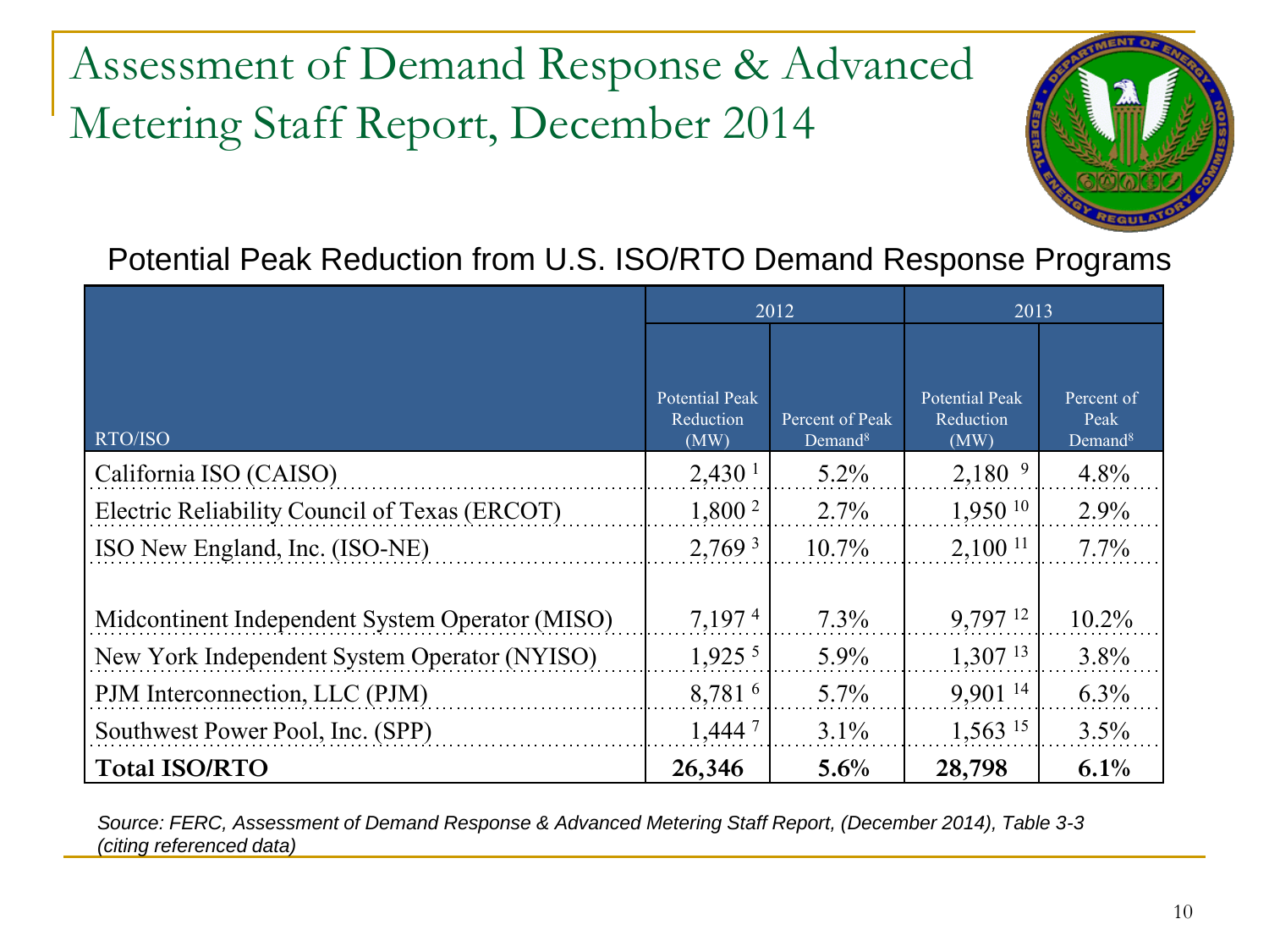# Assessment of Demand Response & Advanced Metering Staff Report, December 2014

## Potential Peak Reduction from U.S. ISO/RTO Demand Response Programs

| RTO/ISO | 2012 | | 2013 | |
|---|---|---|---|---|
| | Potential Peak Reduction (MW) | Percent of Peak Demand[8] | Potential Peak Reduction (MW) | Percent of Peak Demand[8] |
| California ISO (CAISO) | 2,430 [1] | 5.2% | 2,180 [9] | 4.8% |
| Electric Reliability Council of Texas (ERCOT) | 1,800 [2] | 2.7% | 1,950 [10] | 2.9% |
| ISO New England, Inc. (ISO-NE) | 2,769 [3] | 10.7% | 2,100 [11] | 7.7% |
| Midcontinent Independent System Operator (MISO) | 7,197 [4] | 7.3% | 9,797 [12] | 10.2% |
| New York Independent System Operator (NYISO) | 1,925 [5] | 5.9% | 1,307 [13] | 3.8% |
| PJM Interconnection, LLC (PJM) | 8,781 [6] | 5.7% | 9,901 [14] | 6.3% |
| Southwest Power Pool, Inc. (SPP) | 1,444 [7] | 3.1% | 1,563 [15] | 3.5% |
| **Total ISO/RTO** | **26,346** | **5.6%** | **28,798** | **6.1%** |

*Source: FERC, Assessment of Demand Response & Advanced Metering Staff Report, (December 2014), Table 3-3 (citing referenced data)*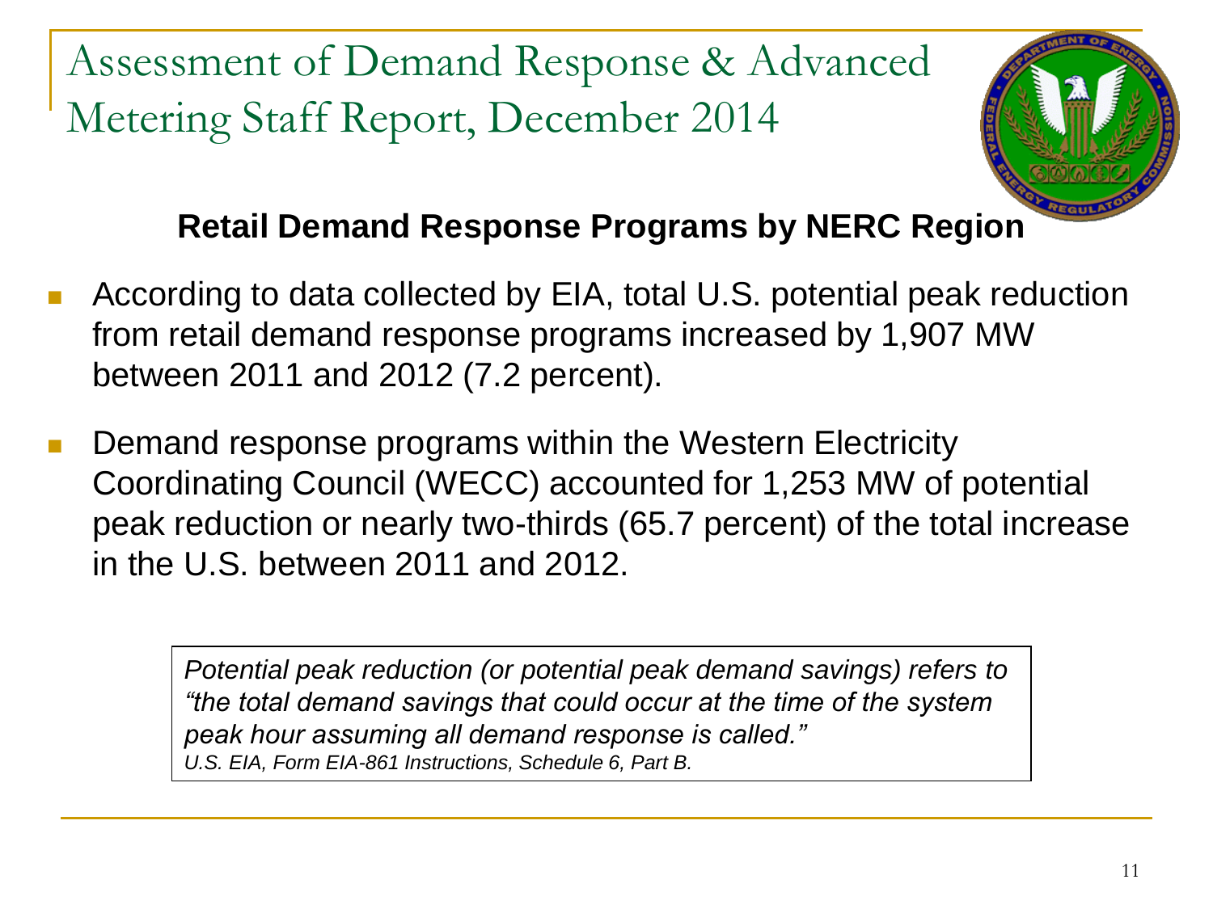# Assessment of Demand Response & Advanced Metering Staff Report, December 2014

## Retail Demand Response Programs by NERC Region

- According to data collected by EIA, total U.S. potential peak reduction from retail demand response programs increased by 1,907 MW between 2011 and 2012 (7.2 percent).
- Demand response programs within the Western Electricity Coordinating Council (WECC) accounted for 1,253 MW of potential peak reduction or nearly two-thirds (65.7 percent) of the total increase in the U.S. between 2011 and 2012.

> *Potential peak reduction (or potential peak demand savings) refers to "the total demand savings that could occur at the time of the system peak hour assuming all demand response is called."*
> *U.S. EIA, Form EIA-861 Instructions, Schedule 6, Part B.*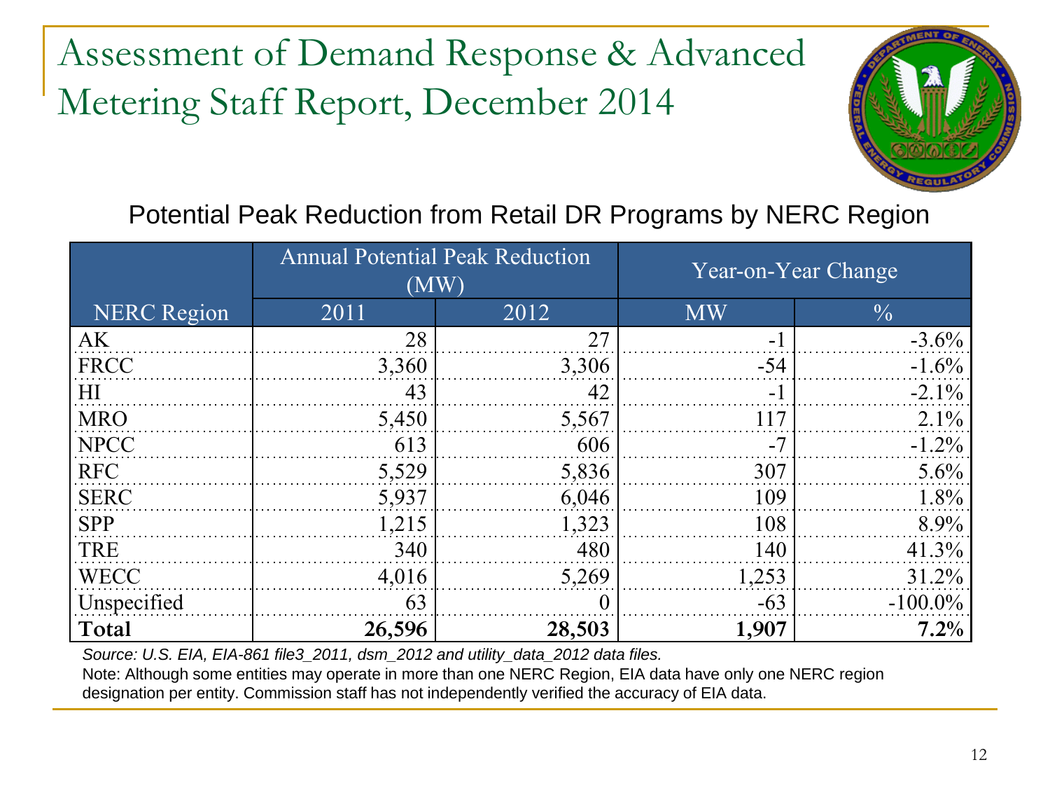# Assessment of Demand Response & Advanced Metering Staff Report, December 2014

## Potential Peak Reduction from Retail DR Programs by NERC Region

| | Annual Potential Peak Reduction (MW) | | Year-on-Year Change | |
|---|---|---|---|---|
| NERC Region | 2011 | 2012 | MW | % |
| AK | 28 | 27 | -1 | -3.6% |
| FRCC | 3,360 | 3,306 | -54 | -1.6% |
| HI | 43 | 42 | -1 | -2.1% |
| MRO | 5,450 | 5,567 | 117 | 2.1% |
| NPCC | 613 | 606 | -7 | -1.2% |
| RFC | 5,529 | 5,836 | 307 | 5.6% |
| SERC | 5,937 | 6,046 | 109 | 1.8% |
| SPP | 1,215 | 1,323 | 108 | 8.9% |
| TRE | 340 | 480 | 140 | 41.3% |
| WECC | 4,016 | 5,269 | 1,253 | 31.2% |
| Unspecified | 63 | 0 | -63 | -100.0% |
| **Total** | **26,596** | **28,503** | **1,907** | **7.2%** |

*Source: U.S. EIA, EIA-861 file3_2011, dsm_2012 and utility_data_2012 data files.*

Note: Although some entities may operate in more than one NERC Region, EIA data have only one NERC region designation per entity. Commission staff has not independently verified the accuracy of EIA data.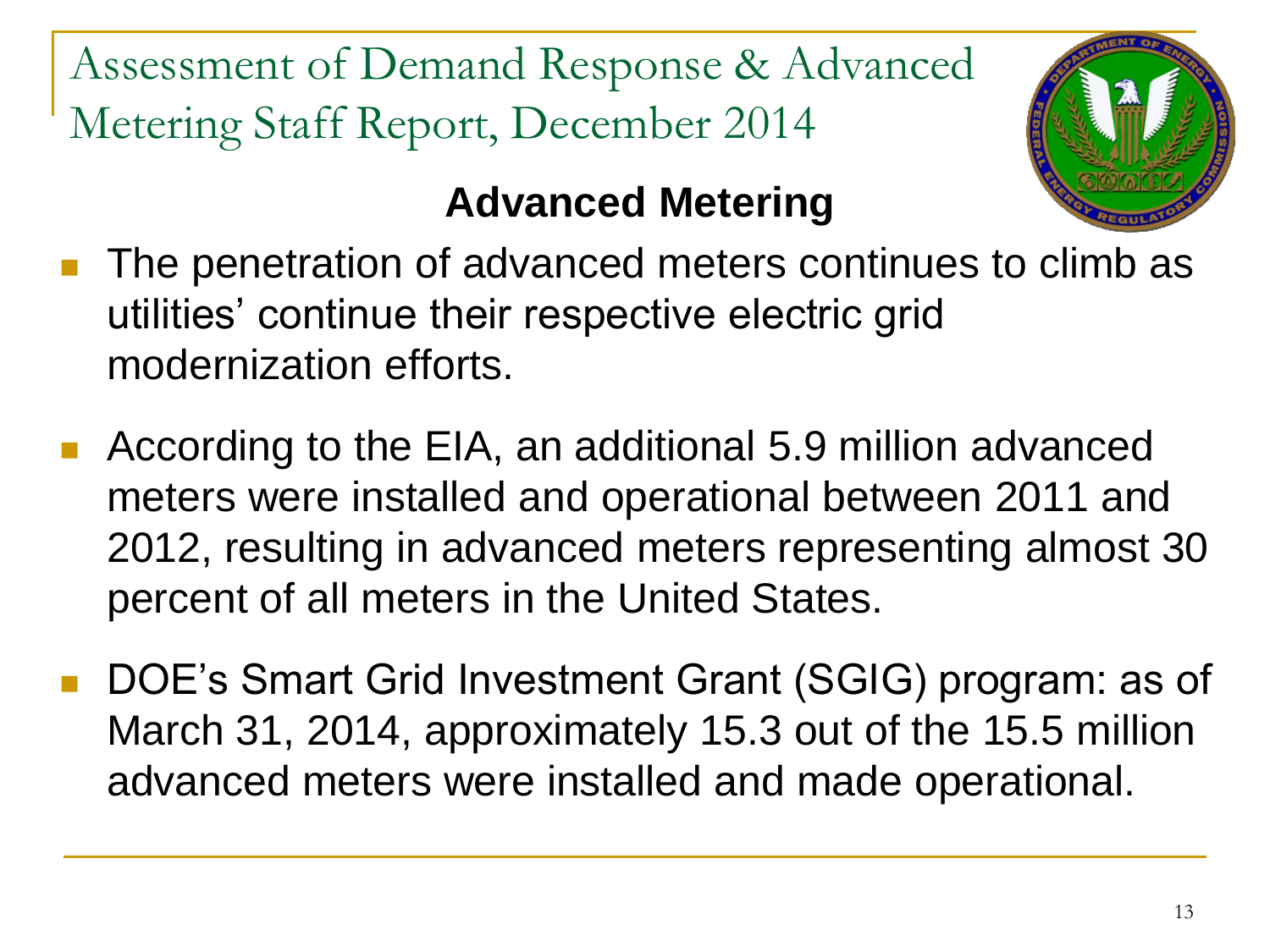# Assessment of Demand Response & Advanced Metering Staff Report, December 2014

## Advanced Metering

- The penetration of advanced meters continues to climb as utilities' continue their respective electric grid modernization efforts.
- According to the EIA, an additional 5.9 million advanced meters were installed and operational between 2011 and 2012, resulting in advanced meters representing almost 30 percent of all meters in the United States.
- DOE's Smart Grid Investment Grant (SGIG) program: as of March 31, 2014, approximately 15.3 out of the 15.5 million advanced meters were installed and made operational.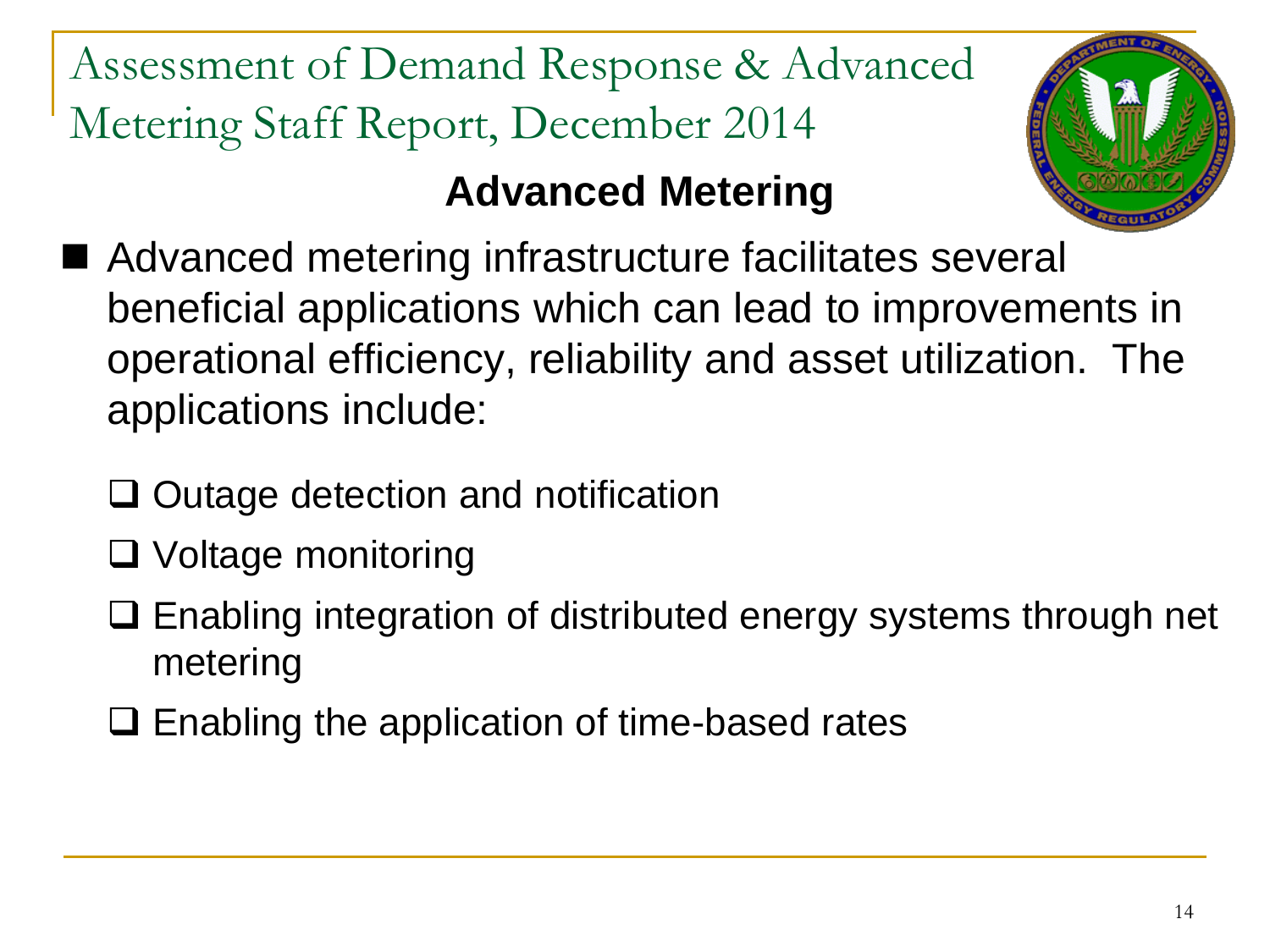# Assessment of Demand Response & Advanced Metering Staff Report, December 2014

## Advanced Metering

- Advanced metering infrastructure facilitates several beneficial applications which can lead to improvements in operational efficiency, reliability and asset utilization. The applications include:
  - Outage detection and notification
  - Voltage monitoring
  - Enabling integration of distributed energy systems through net metering
  - Enabling the application of time-based rates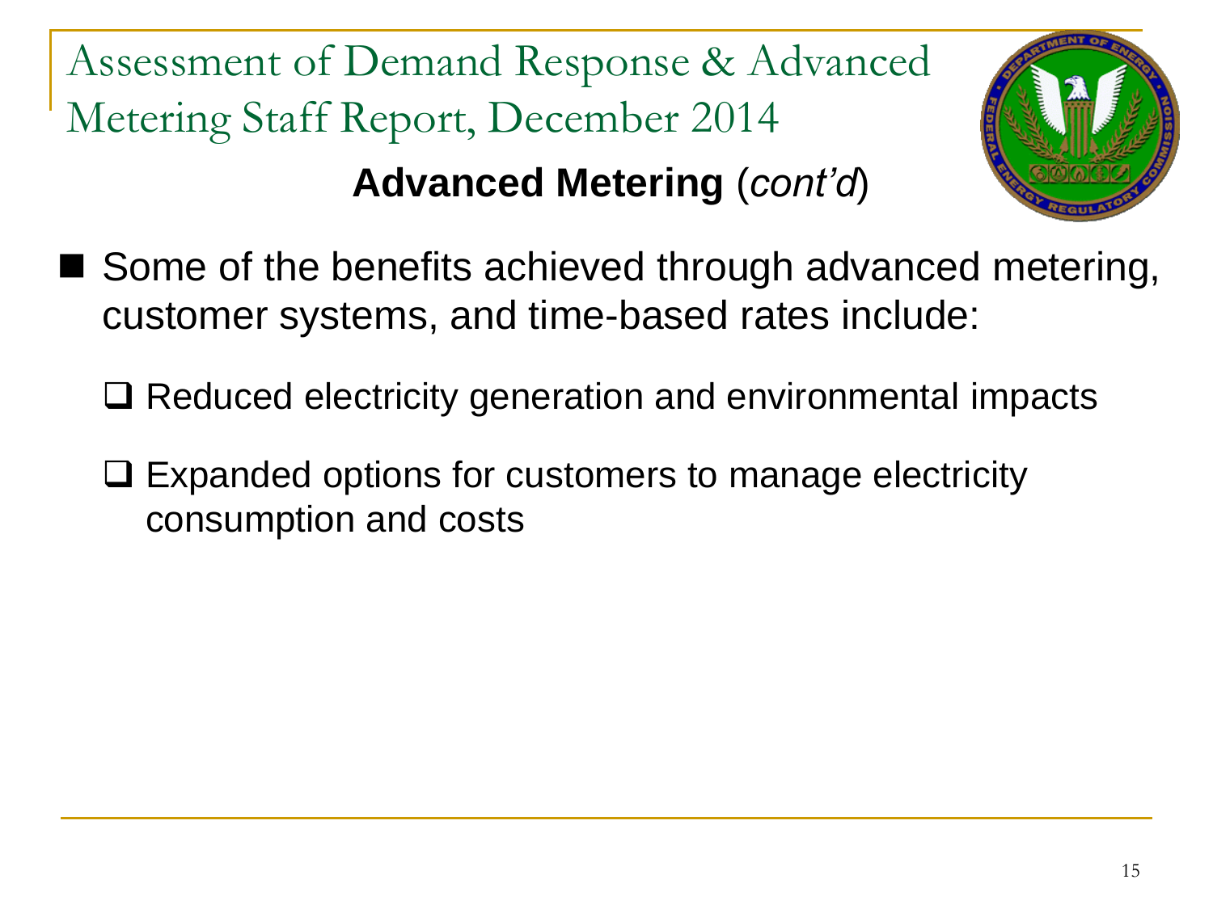# Assessment of Demand Response & Advanced Metering Staff Report, December 2014

## **Advanced Metering** (*cont'd*)

- Some of the benefits achieved through advanced metering, customer systems, and time-based rates include:
  - Reduced electricity generation and environmental impacts
  - Expanded options for customers to manage electricity consumption and costs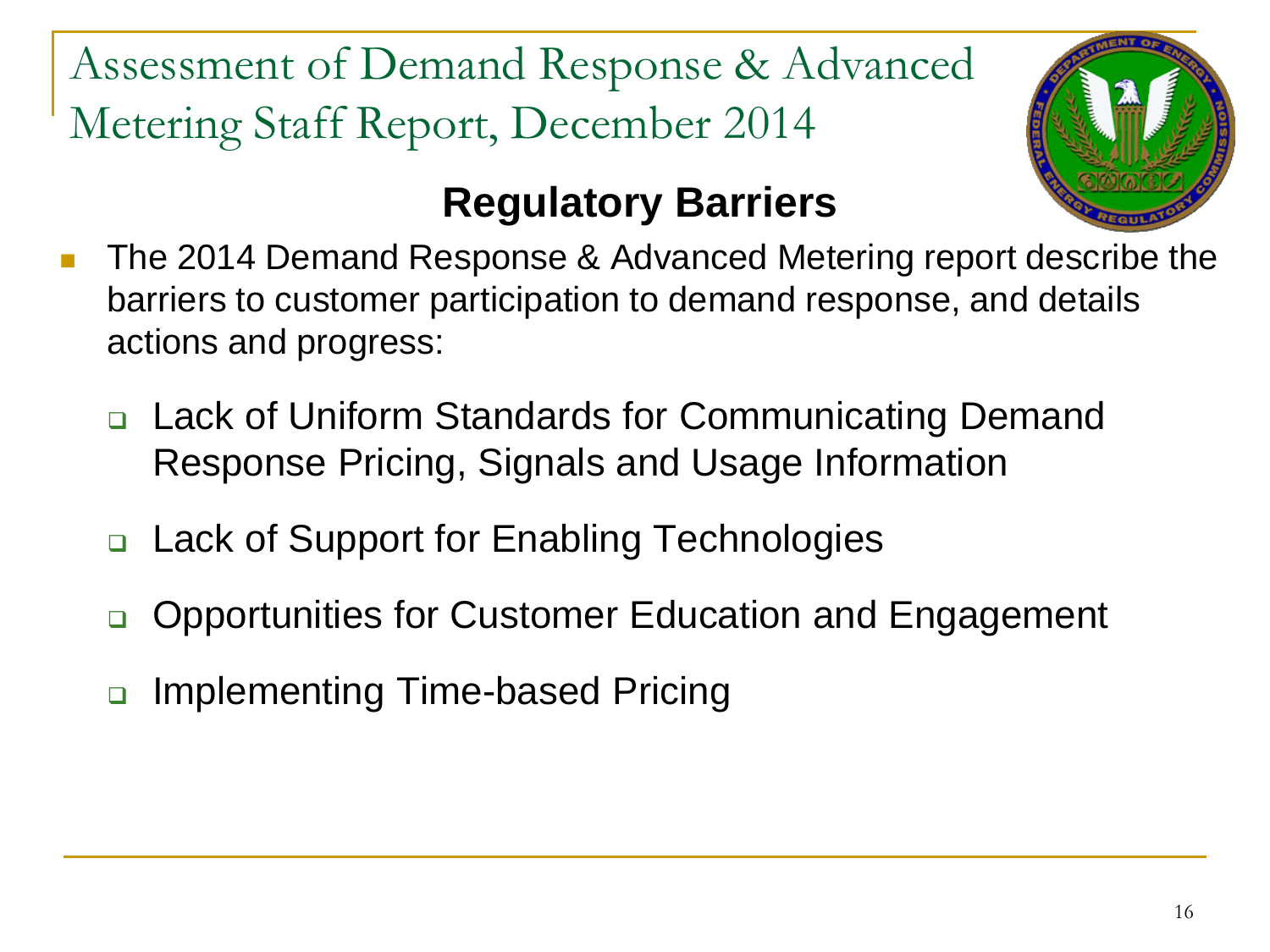# Assessment of Demand Response & Advanced Metering Staff Report, December 2014

## Regulatory Barriers

- The 2014 Demand Response & Advanced Metering report describe the barriers to customer participation to demand response, and details actions and progress:
  - Lack of Uniform Standards for Communicating Demand Response Pricing, Signals and Usage Information
  - Lack of Support for Enabling Technologies
  - Opportunities for Customer Education and Engagement
  - Implementing Time-based Pricing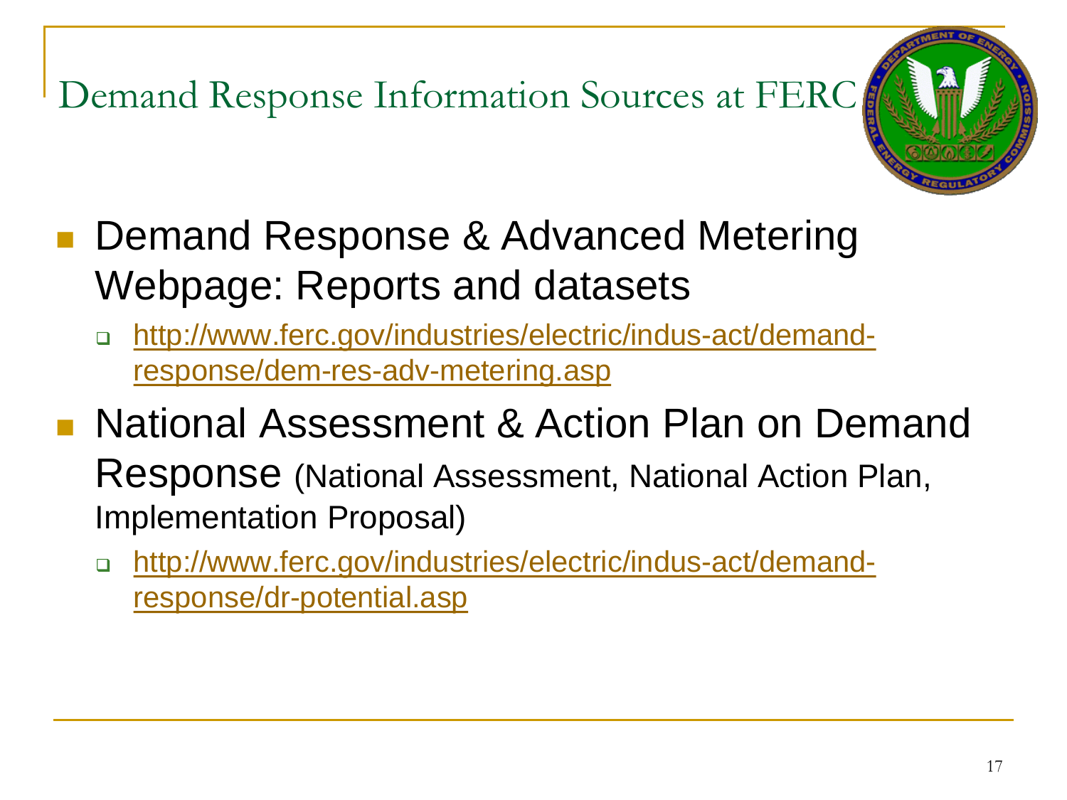# Demand Response Information Sources at FERC

- Demand Response & Advanced Metering Webpage: Reports and datasets
  - http://www.ferc.gov/industries/electric/indus-act/demand-response/dem-res-adv-metering.asp
- National Assessment & Action Plan on Demand Response (National Assessment, National Action Plan, Implementation Proposal)
  - http://www.ferc.gov/industries/electric/indus-act/demand-response/dr-potential.asp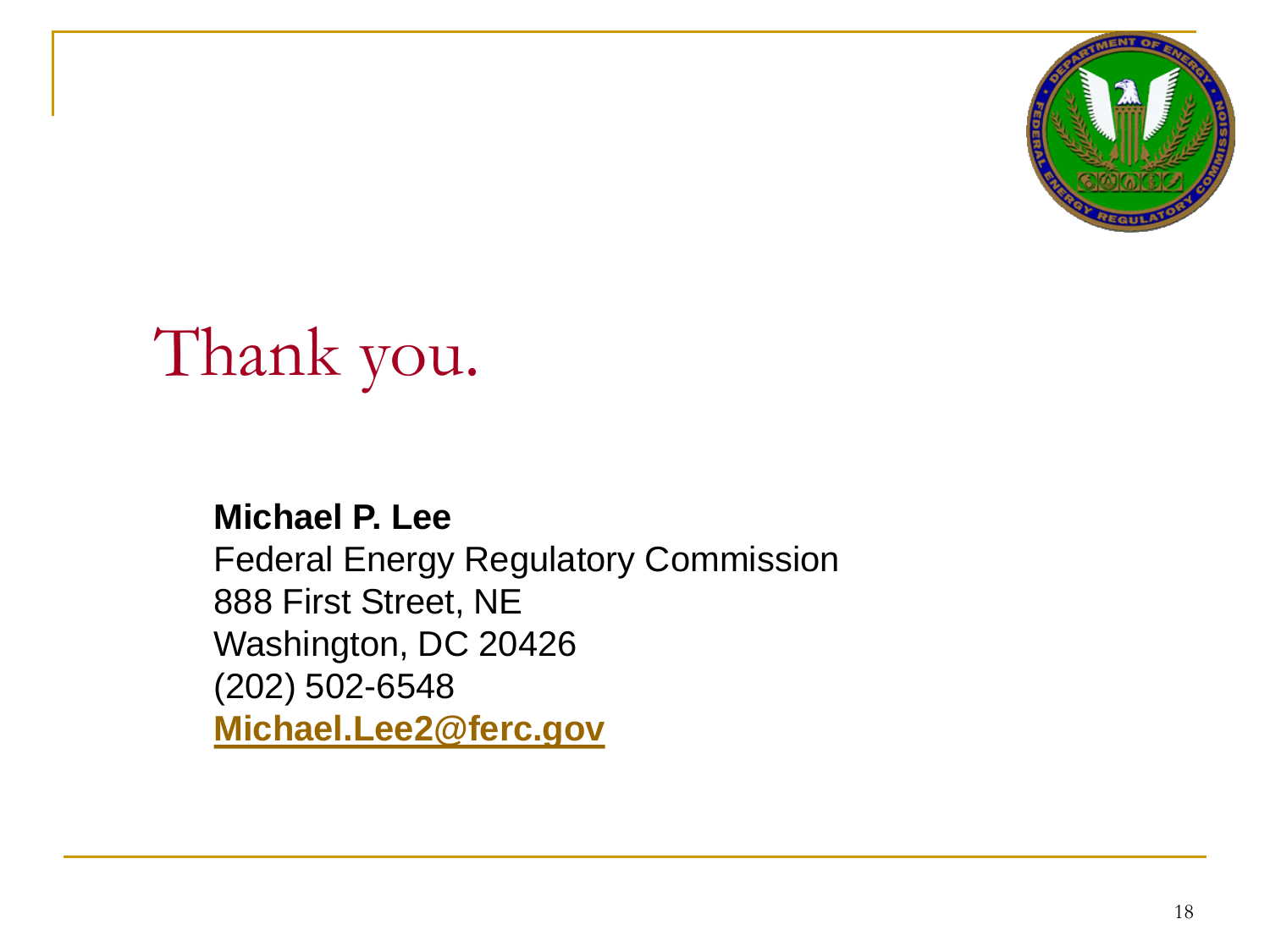# Thank you.

**Michael P. Lee**
Federal Energy Regulatory Commission
888 First Street, NE
Washington, DC 20426
(202) 502-6548
**Michael.Lee2@ferc.gov**